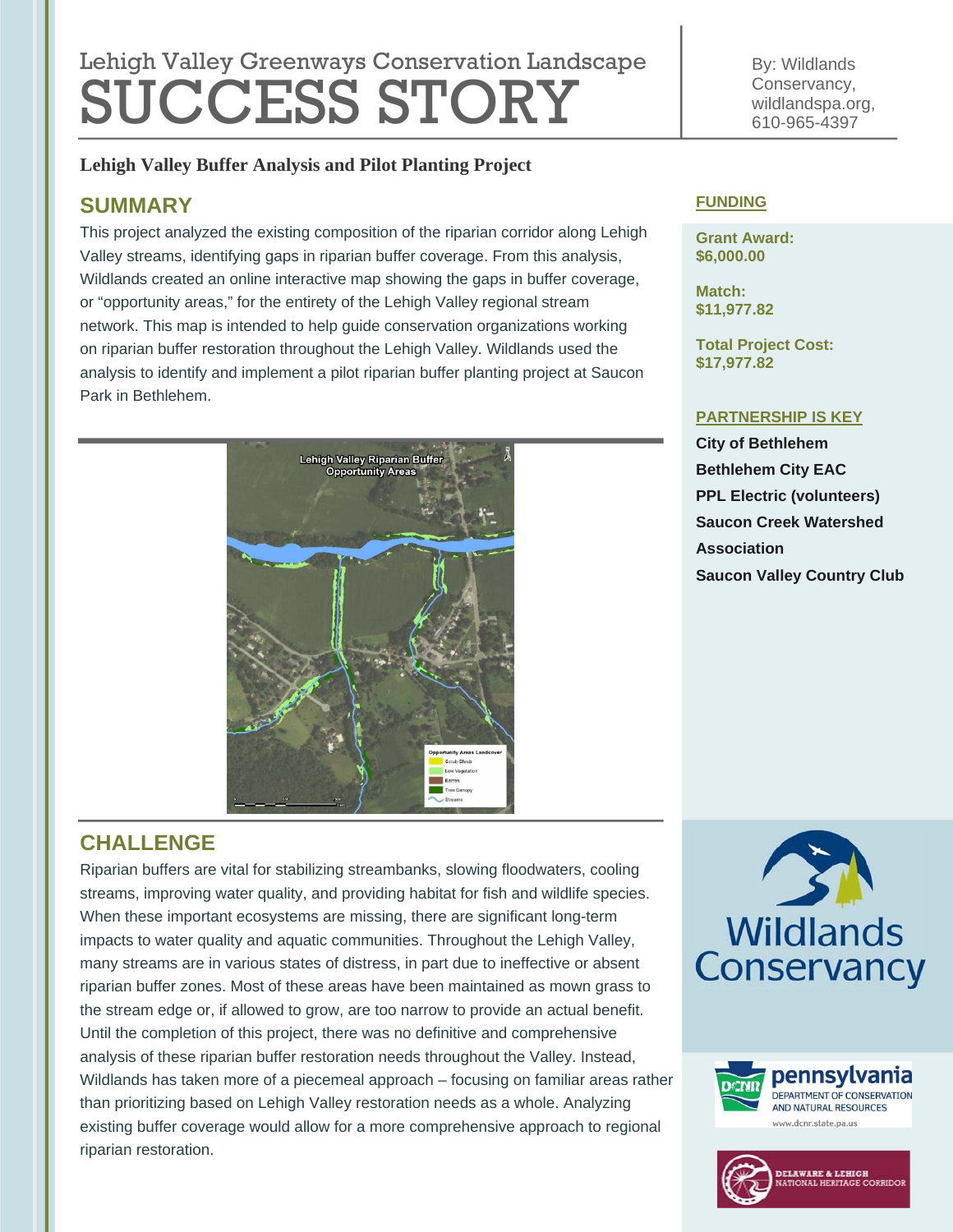# Lehigh Valley Greenways Conservation Landscape SUCCESS STORY

By: Wildlands Conservancy, wildlandspa.org, 610-965-4397

**Lehigh Valley Buffer Analysis and Pilot Planting Project**

## SUMMARY

This project analyzed the existing composition of the riparian corridor along Lehigh Valley streams, identifying gaps in riparian buffer coverage. From this analysis, Wildlands created an online interactive map showing the gaps in buffer coverage, or "opportunity areas," for the entirety of the Lehigh Valley regional stream network. This map is intended to help guide conservation organizations working on riparian buffer restoration throughout the Lehigh Valley. Wildlands used the analysis to identify and implement a pilot riparian buffer planting project at Saucon Park in Bethlehem.

## CHALLENGE

Riparian buffers are vital for stabilizing streambanks, slowing floodwaters, cooling streams, improving water quality, and providing habitat for fish and wildlife species. When these important ecosystems are missing, there are significant long-term impacts to water quality and aquatic communities. Throughout the Lehigh Valley, many streams are in various states of distress, in part due to ineffective or absent riparian buffer zones. Most of these areas have been maintained as mown grass to the stream edge or, if allowed to grow, are too narrow to provide an actual benefit. Until the completion of this project, there was no definitive and comprehensive analysis of these riparian buffer restoration needs throughout the Valley. Instead, Wildlands has taken more of a piecemeal approach – focusing on familiar areas rather than prioritizing based on Lehigh Valley restoration needs as a whole. Analyzing existing buffer coverage would allow for a more comprehensive approach to regional riparian restoration.

## FUNDING

**Grant Award:**
**$6,000.00**

**Match:**
**$11,977.82**

**Total Project Cost:**
**$17,977.82**

## PARTNERSHIP IS KEY

**City of Bethlehem**
**Bethlehem City EAC**
**PPL Electric (volunteers)**
**Saucon Creek Watershed Association**
**Saucon Valley Country Club**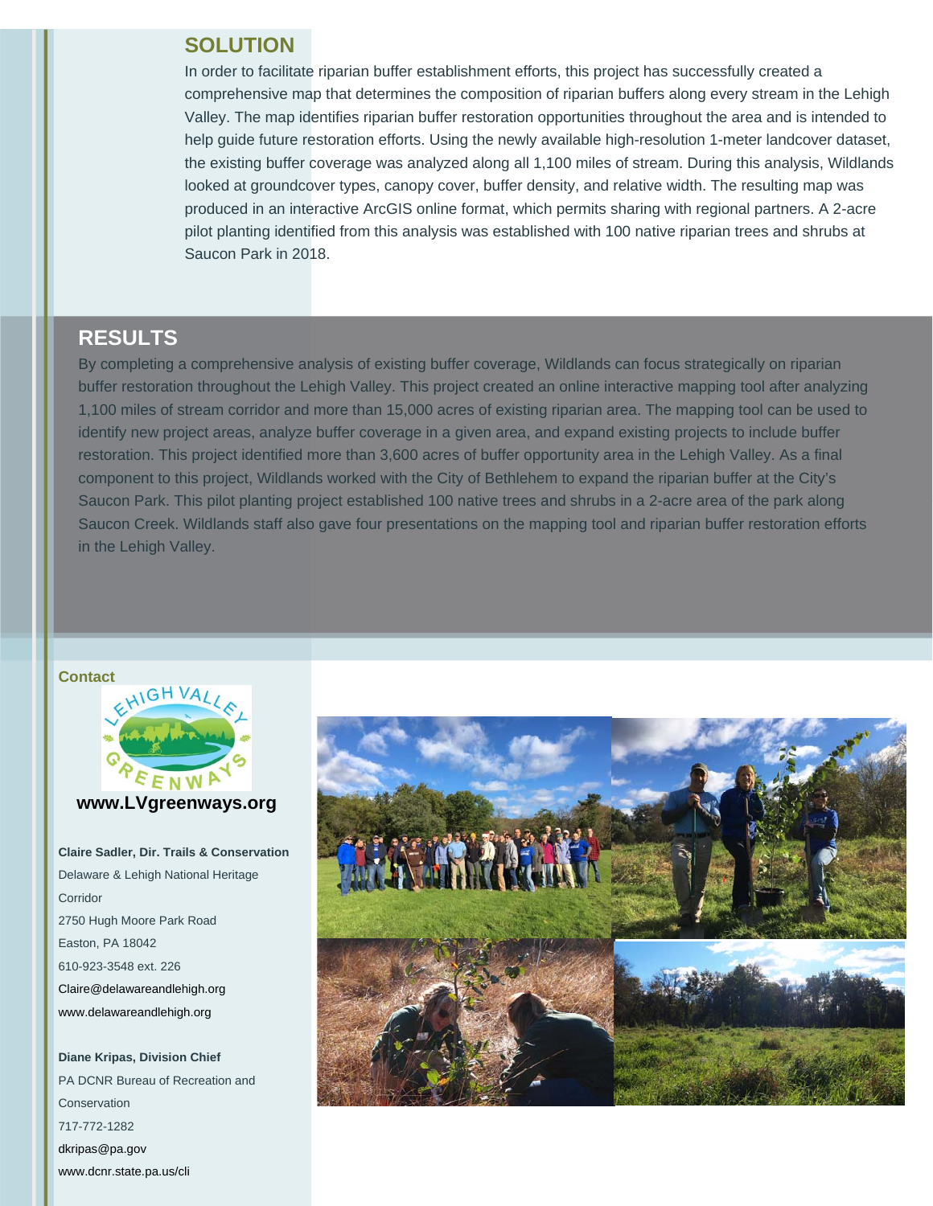## SOLUTION

In order to facilitate riparian buffer establishment efforts, this project has successfully created a comprehensive map that determines the composition of riparian buffers along every stream in the Lehigh Valley. The map identifies riparian buffer restoration opportunities throughout the area and is intended to help guide future restoration efforts. Using the newly available high-resolution 1-meter landcover dataset, the existing buffer coverage was analyzed along all 1,100 miles of stream. During this analysis, Wildlands looked at groundcover types, canopy cover, buffer density, and relative width. The resulting map was produced in an interactive ArcGIS online format, which permits sharing with regional partners. A 2-acre pilot planting identified from this analysis was established with 100 native riparian trees and shrubs at Saucon Park in 2018.

## RESULTS

By completing a comprehensive analysis of existing buffer coverage, Wildlands can focus strategically on riparian buffer restoration throughout the Lehigh Valley. This project created an online interactive mapping tool after analyzing 1,100 miles of stream corridor and more than 15,000 acres of existing riparian area. The mapping tool can be used to identify new project areas, analyze buffer coverage in a given area, and expand existing projects to include buffer restoration. This project identified more than 3,600 acres of buffer opportunity area in the Lehigh Valley. As a final component to this project, Wildlands worked with the City of Bethlehem to expand the riparian buffer at the City's Saucon Park. This pilot planting project established 100 native trees and shrubs in a 2-acre area of the park along Saucon Creek. Wildlands staff also gave four presentations on the mapping tool and riparian buffer restoration efforts in the Lehigh Valley.

### Contact

Lehigh Valley Greenways

**www.LVgreenways.org**

**Claire Sadler, Dir. Trails & Conservation**
Delaware & Lehigh National Heritage Corridor
2750 Hugh Moore Park Road
Easton, PA 18042
610-923-3548 ext. 226
Claire@delawareandlehigh.org
www.delawareandlehigh.org

**Diane Kripas, Division Chief**
PA DCNR Bureau of Recreation and Conservation
717-772-1282
dkripas@pa.gov
www.dcnr.state.pa.us/cli